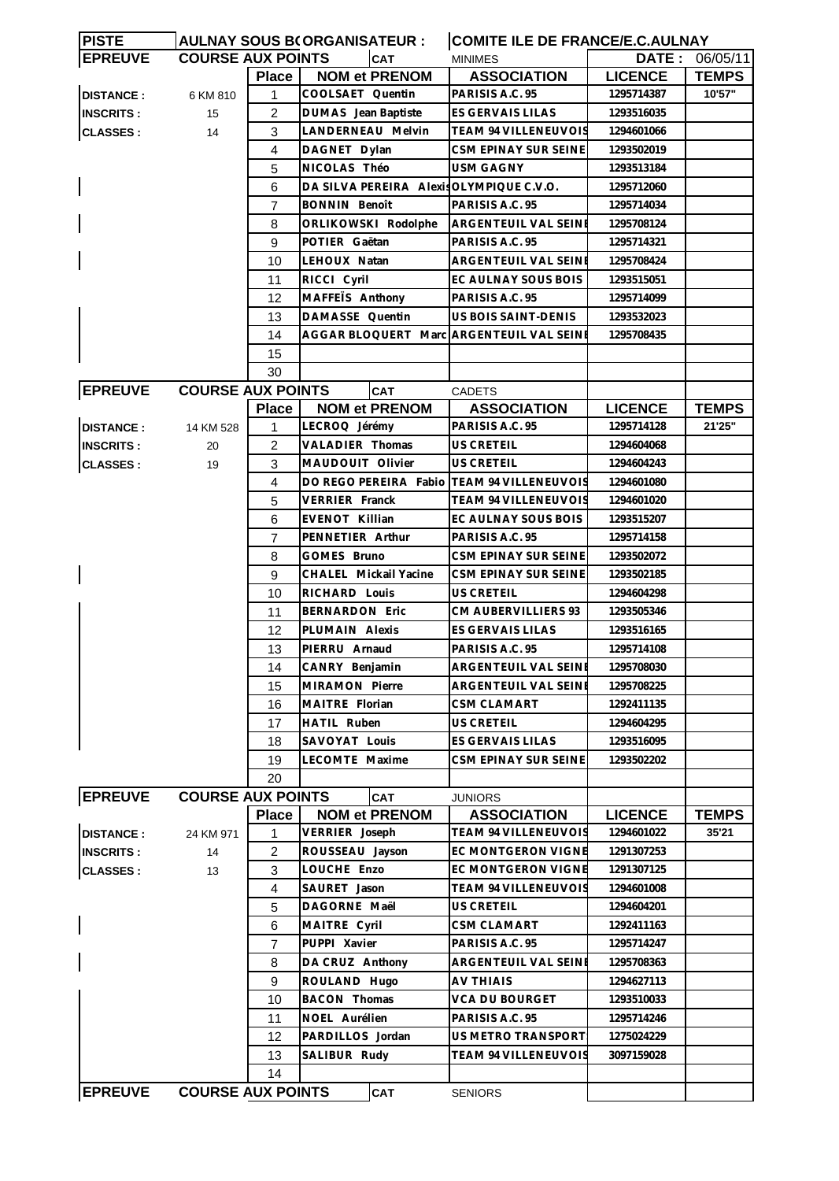| PISTE | AULNAY SOUS B( ORGANISATEUR : | | COMITE ILE DE FRANCE/E.C.AULNAY | | | |
|---|---|---|---|---|---|---|
| EPREUVE | COURSE AUX POINTS | | CAT | MINIMES | DATE : | 06/05/11 |
| | | Place | NOM et PRENOM | ASSOCIATION | LICENCE | TEMPS |
| DISTANCE : | 6 KM 810 | 1 | COOLSAET Quentin | PARISIS A.C. 95 | 1295714387 | 10'57" |
| INSCRITS : | 15 | 2 | DUMAS Jean Baptiste | ES GERVAIS LILAS | 1293516035 | |
| CLASSES : | 14 | 3 | LANDERNEAU Melvin | TEAM 94 VILLENEUVOIS | 1294601066 | |
| | | 4 | DAGNET Dylan | CSM EPINAY SUR SEINE | 1293502019 | |
| | | 5 | NICOLAS Théo | USM GAGNY | 1293513184 | |
| | | 6 | DA SILVA PEREIRA Alexis | OLYMPIQUE C.V.O. | 1295712060 | |
| | | 7 | BONNIN Benoît | PARISIS A.C. 95 | 1295714034 | |
| | | 8 | ORLIKOWSKI Rodolphe | ARGENTEUIL VAL SEINE | 1295708124 | |
| | | 9 | POTIER Gaëtan | PARISIS A.C. 95 | 1295714321 | |
| | | 10 | LEHOUX Natan | ARGENTEUIL VAL SEINE | 1295708424 | |
| | | 11 | RICCI Cyril | EC AULNAY SOUS BOIS | 1293515051 | |
| | | 12 | MAFFEÏS Anthony | PARISIS A.C. 95 | 1295714099 | |
| | | 13 | DAMASSE Quentin | US BOIS SAINT-DENIS | 1293532023 | |
| | | 14 | AGGAR BLOQUERT Marc | ARGENTEUIL VAL SEINE | 1295708435 | |
| | | 15 | | | | |
| | | 30 | | | | |
| EPREUVE | COURSE AUX POINTS | | CAT | CADETS | | |
| | | Place | NOM et PRENOM | ASSOCIATION | LICENCE | TEMPS |
| DISTANCE : | 14 KM 528 | 1 | LECROQ Jérémy | PARISIS A.C. 95 | 1295714128 | 21'25" |
| INSCRITS : | 20 | 2 | VALADIER Thomas | US CRETEIL | 1294604068 | |
| CLASSES : | 19 | 3 | MAUDOUIT Olivier | US CRETEIL | 1294604243 | |
| | | 4 | DO REGO PEREIRA Fabio | TEAM 94 VILLENEUVOIS | 1294601080 | |
| | | 5 | VERRIER Franck | TEAM 94 VILLENEUVOIS | 1294601020 | |
| | | 6 | EVENOT Killian | EC AULNAY SOUS BOIS | 1293515207 | |
| | | 7 | PENNETIER Arthur | PARISIS A.C. 95 | 1295714158 | |
| | | 8 | GOMES Bruno | CSM EPINAY SUR SEINE | 1293502072 | |
| | | 9 | CHALEL Mickail Yacine | CSM EPINAY SUR SEINE | 1293502185 | |
| | | 10 | RICHARD Louis | US CRETEIL | 1294604298 | |
| | | 11 | BERNARDON Eric | CM AUBERVILLIERS 93 | 1293505346 | |
| | | 12 | PLUMAIN Alexis | ES GERVAIS LILAS | 1293516165 | |
| | | 13 | PIERRU Arnaud | PARISIS A.C. 95 | 1295714108 | |
| | | 14 | CANRY Benjamin | ARGENTEUIL VAL SEINE | 1295708030 | |
| | | 15 | MIRAMON Pierre | ARGENTEUIL VAL SEINE | 1295708225 | |
| | | 16 | MAITRE Florian | CSM CLAMART | 1292411135 | |
| | | 17 | HATIL Ruben | US CRETEIL | 1294604295 | |
| | | 18 | SAVOYAT Louis | ES GERVAIS LILAS | 1293516095 | |
| | | 19 | LECOMTE Maxime | CSM EPINAY SUR SEINE | 1293502202 | |
| | | 20 | | | | |
| EPREUVE | COURSE AUX POINTS | | CAT | JUNIORS | | |
| | | Place | NOM et PRENOM | ASSOCIATION | LICENCE | TEMPS |
| DISTANCE : | 24 KM 971 | 1 | VERRIER Joseph | TEAM 94 VILLENEUVOIS | 1294601022 | 35'21 |
| INSCRITS : | 14 | 2 | ROUSSEAU Jayson | EC MONTGERON VIGNE | 1291307253 | |
| CLASSES : | 13 | 3 | LOUCHE Enzo | EC MONTGERON VIGNE | 1291307125 | |
| | | 4 | SAURET Jason | TEAM 94 VILLENEUVOIS | 1294601008 | |
| | | 5 | DAGORNE Maël | US CRETEIL | 1294604201 | |
| | | 6 | MAITRE Cyril | CSM CLAMART | 1292411163 | |
| | | 7 | PUPPI Xavier | PARISIS A.C. 95 | 1295714247 | |
| | | 8 | DA CRUZ Anthony | ARGENTEUIL VAL SEINE | 1295708363 | |
| | | 9 | ROULAND Hugo | AV THIAIS | 1294627113 | |
| | | 10 | BACON Thomas | VCA DU BOURGET | 1293510033 | |
| | | 11 | NOEL Aurélien | PARISIS A.C. 95 | 1295714246 | |
| | | 12 | PARDILLOS Jordan | US METRO TRANSPORT | 1275024229 | |
| | | 13 | SALIBUR Rudy | TEAM 94 VILLENEUVOIS | 3097159028 | |
| | | 14 | | | | |
| EPREUVE | COURSE AUX POINTS | | CAT | SENIORS | | |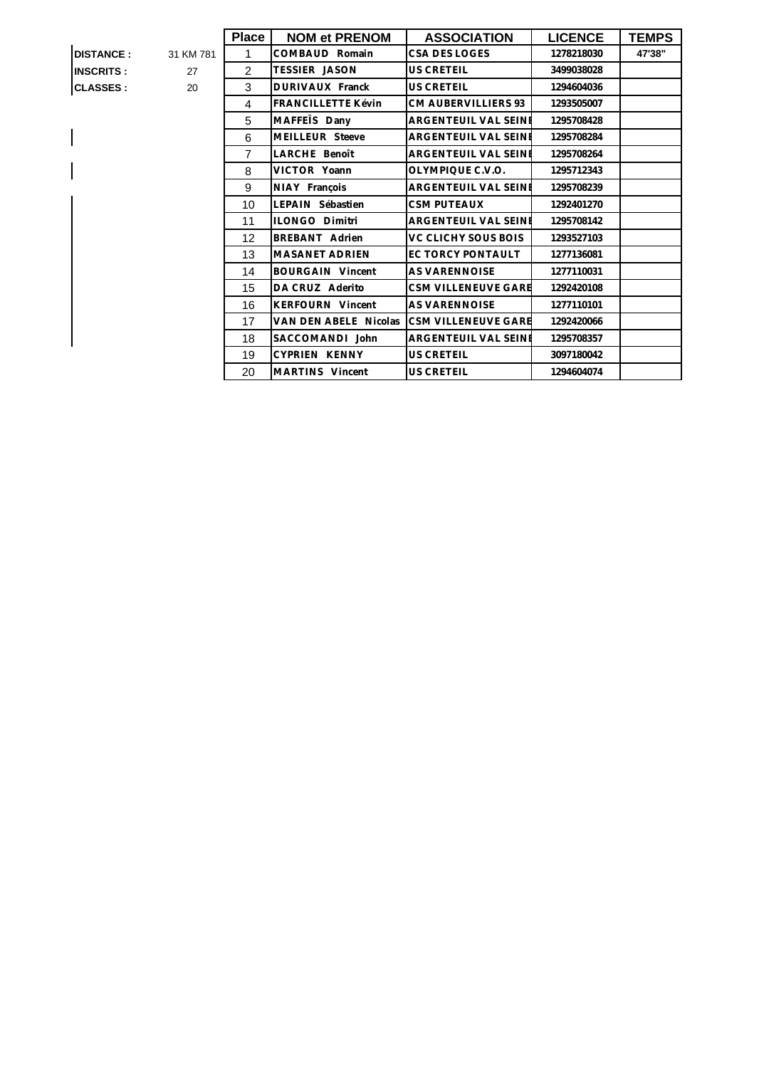| | |
|---|---|
| **DISTANCE :** | 31 KM 781 |
| **INSCRITS :** | 27 |
| **CLASSES :** | 20 |

| Place | NOM et PRENOM | ASSOCIATION | LICENCE | TEMPS |
|---|---|---|---|---|
| 1 | COMBAUD Romain | CSA DES LOGES | 1278218030 | 47'38" |
| 2 | TESSIER JASON | US CRETEIL | 3499038028 | |
| 3 | DURIVAUX Franck | US CRETEIL | 1294604036 | |
| 4 | FRANCILLETTE Kévin | CM AUBERVILLIERS 93 | 1293505007 | |
| 5 | MAFFEÏS Dany | ARGENTEUIL VAL SEINE | 1295708428 | |
| 6 | MEILLEUR Steeve | ARGENTEUIL VAL SEINE | 1295708284 | |
| 7 | LARCHE Benoît | ARGENTEUIL VAL SEINE | 1295708264 | |
| 8 | VICTOR Yoann | OLYMPIQUE C.V.O. | 1295712343 | |
| 9 | NIAY François | ARGENTEUIL VAL SEINE | 1295708239 | |
| 10 | LEPAIN Sébastien | CSM PUTEAUX | 1292401270 | |
| 11 | ILONGO Dimitri | ARGENTEUIL VAL SEINE | 1295708142 | |
| 12 | BREBANT Adrien | VC CLICHY SOUS BOIS | 1293527103 | |
| 13 | MASANET ADRIEN | EC TORCY PONTAULT | 1277136081 | |
| 14 | BOURGAIN Vincent | AS VARENNOISE | 1277110031 | |
| 15 | DA CRUZ Aderito | CSM VILLENEUVE GARE | 1292420108 | |
| 16 | KERFOURN Vincent | AS VARENNOISE | 1277110101 | |
| 17 | VAN DEN ABELE Nicolas | CSM VILLENEUVE GARE | 1292420066 | |
| 18 | SACCOMANDI John | ARGENTEUIL VAL SEINE | 1295708357 | |
| 19 | CYPRIEN KENNY | US CRETEIL | 3097180042 | |
| 20 | MARTINS Vincent | US CRETEIL | 1294604074 | |